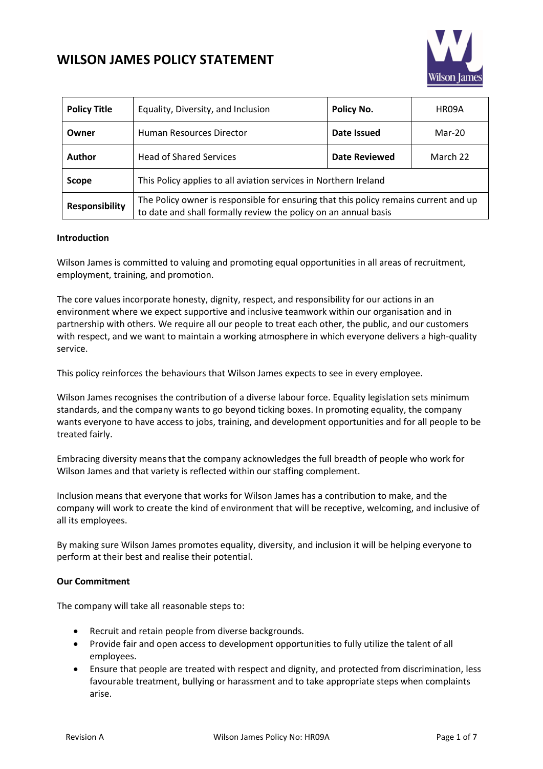# WILSON JAMES POLICY STATEMENT

| **Policy Title** | Equality, Diversity, and Inclusion | **Policy No.** | HR09A |
|---|---|---|---|
| **Owner** | Human Resources Director | **Date Issued** | Mar-20 |
| **Author** | Head of Shared Services | **Date Reviewed** | March 22 |
| **Scope** | This Policy applies to all aviation services in Northern Ireland | | |
| **Responsibility** | The Policy owner is responsible for ensuring that this policy remains current and up to date and shall formally review the policy on an annual basis | | |

**Introduction**

Wilson James is committed to valuing and promoting equal opportunities in all areas of recruitment, employment, training, and promotion.

The core values incorporate honesty, dignity, respect, and responsibility for our actions in an environment where we expect supportive and inclusive teamwork within our organisation and in partnership with others. We require all our people to treat each other, the public, and our customers with respect, and we want to maintain a working atmosphere in which everyone delivers a high-quality service.

This policy reinforces the behaviours that Wilson James expects to see in every employee.

Wilson James recognises the contribution of a diverse labour force. Equality legislation sets minimum standards, and the company wants to go beyond ticking boxes. In promoting equality, the company wants everyone to have access to jobs, training, and development opportunities and for all people to be treated fairly.

Embracing diversity means that the company acknowledges the full breadth of people who work for Wilson James and that variety is reflected within our staffing complement.

Inclusion means that everyone that works for Wilson James has a contribution to make, and the company will work to create the kind of environment that will be receptive, welcoming, and inclusive of all its employees.

By making sure Wilson James promotes equality, diversity, and inclusion it will be helping everyone to perform at their best and realise their potential.

**Our Commitment**

The company will take all reasonable steps to:

- Recruit and retain people from diverse backgrounds.
- Provide fair and open access to development opportunities to fully utilize the talent of all employees.
- Ensure that people are treated with respect and dignity, and protected from discrimination, less favourable treatment, bullying or harassment and to take appropriate steps when complaints arise.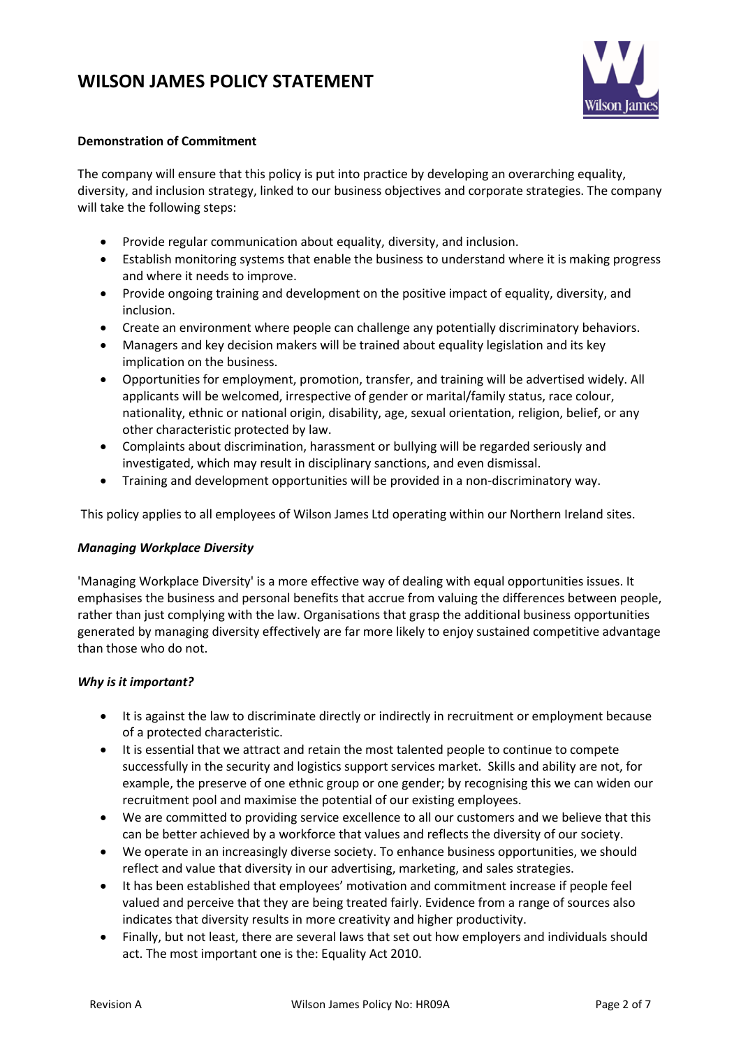**Demonstration of Commitment**

The company will ensure that this policy is put into practice by developing an overarching equality, diversity, and inclusion strategy, linked to our business objectives and corporate strategies. The company will take the following steps:

- Provide regular communication about equality, diversity, and inclusion.
- Establish monitoring systems that enable the business to understand where it is making progress and where it needs to improve.
- Provide ongoing training and development on the positive impact of equality, diversity, and inclusion.
- Create an environment where people can challenge any potentially discriminatory behaviors.
- Managers and key decision makers will be trained about equality legislation and its key implication on the business.
- Opportunities for employment, promotion, transfer, and training will be advertised widely. All applicants will be welcomed, irrespective of gender or marital/family status, race colour, nationality, ethnic or national origin, disability, age, sexual orientation, religion, belief, or any other characteristic protected by law.
- Complaints about discrimination, harassment or bullying will be regarded seriously and investigated, which may result in disciplinary sanctions, and even dismissal.
- Training and development opportunities will be provided in a non-discriminatory way.

This policy applies to all employees of Wilson James Ltd operating within our Northern Ireland sites.

***Managing Workplace Diversity***

'Managing Workplace Diversity' is a more effective way of dealing with equal opportunities issues. It emphasises the business and personal benefits that accrue from valuing the differences between people, rather than just complying with the law. Organisations that grasp the additional business opportunities generated by managing diversity effectively are far more likely to enjoy sustained competitive advantage than those who do not.

***Why is it important?***

- It is against the law to discriminate directly or indirectly in recruitment or employment because of a protected characteristic.
- It is essential that we attract and retain the most talented people to continue to compete successfully in the security and logistics support services market. Skills and ability are not, for example, the preserve of one ethnic group or one gender; by recognising this we can widen our recruitment pool and maximise the potential of our existing employees.
- We are committed to providing service excellence to all our customers and we believe that this can be better achieved by a workforce that values and reflects the diversity of our society.
- We operate in an increasingly diverse society. To enhance business opportunities, we should reflect and value that diversity in our advertising, marketing, and sales strategies.
- It has been established that employees' motivation and commitment increase if people feel valued and perceive that they are being treated fairly. Evidence from a range of sources also indicates that diversity results in more creativity and higher productivity.
- Finally, but not least, there are several laws that set out how employers and individuals should act. The most important one is the: Equality Act 2010.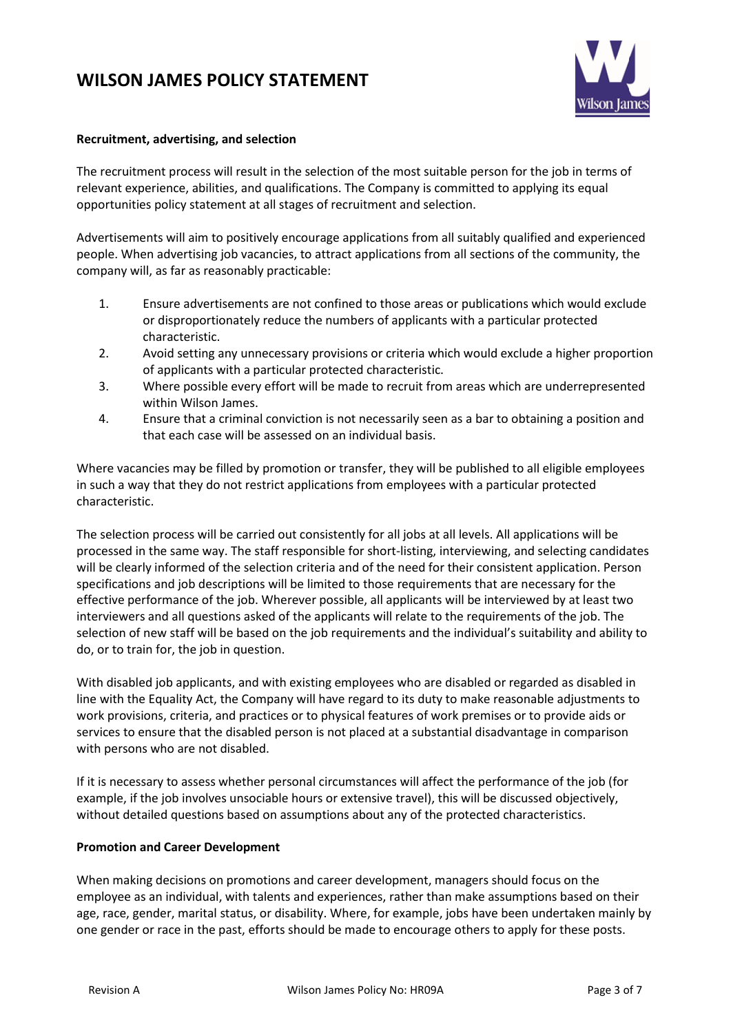**Recruitment, advertising, and selection**

The recruitment process will result in the selection of the most suitable person for the job in terms of relevant experience, abilities, and qualifications. The Company is committed to applying its equal opportunities policy statement at all stages of recruitment and selection.

Advertisements will aim to positively encourage applications from all suitably qualified and experienced people. When advertising job vacancies, to attract applications from all sections of the community, the company will, as far as reasonably practicable:

1. Ensure advertisements are not confined to those areas or publications which would exclude or disproportionately reduce the numbers of applicants with a particular protected characteristic.
2. Avoid setting any unnecessary provisions or criteria which would exclude a higher proportion of applicants with a particular protected characteristic.
3. Where possible every effort will be made to recruit from areas which are underrepresented within Wilson James.
4. Ensure that a criminal conviction is not necessarily seen as a bar to obtaining a position and that each case will be assessed on an individual basis.

Where vacancies may be filled by promotion or transfer, they will be published to all eligible employees in such a way that they do not restrict applications from employees with a particular protected characteristic.

The selection process will be carried out consistently for all jobs at all levels. All applications will be processed in the same way. The staff responsible for short-listing, interviewing, and selecting candidates will be clearly informed of the selection criteria and of the need for their consistent application. Person specifications and job descriptions will be limited to those requirements that are necessary for the effective performance of the job. Wherever possible, all applicants will be interviewed by at least two interviewers and all questions asked of the applicants will relate to the requirements of the job. The selection of new staff will be based on the job requirements and the individual's suitability and ability to do, or to train for, the job in question.

With disabled job applicants, and with existing employees who are disabled or regarded as disabled in line with the Equality Act, the Company will have regard to its duty to make reasonable adjustments to work provisions, criteria, and practices or to physical features of work premises or to provide aids or services to ensure that the disabled person is not placed at a substantial disadvantage in comparison with persons who are not disabled.

If it is necessary to assess whether personal circumstances will affect the performance of the job (for example, if the job involves unsociable hours or extensive travel), this will be discussed objectively, without detailed questions based on assumptions about any of the protected characteristics.

**Promotion and Career Development**

When making decisions on promotions and career development, managers should focus on the employee as an individual, with talents and experiences, rather than make assumptions based on their age, race, gender, marital status, or disability. Where, for example, jobs have been undertaken mainly by one gender or race in the past, efforts should be made to encourage others to apply for these posts.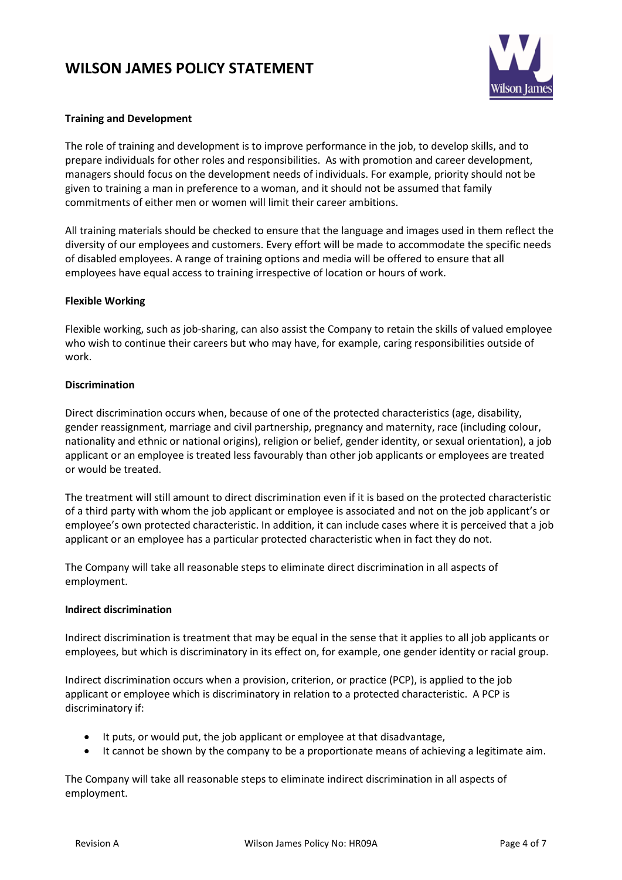**Training and Development**

The role of training and development is to improve performance in the job, to develop skills, and to prepare individuals for other roles and responsibilities. As with promotion and career development, managers should focus on the development needs of individuals. For example, priority should not be given to training a man in preference to a woman, and it should not be assumed that family commitments of either men or women will limit their career ambitions.

All training materials should be checked to ensure that the language and images used in them reflect the diversity of our employees and customers. Every effort will be made to accommodate the specific needs of disabled employees. A range of training options and media will be offered to ensure that all employees have equal access to training irrespective of location or hours of work.

**Flexible Working**

Flexible working, such as job-sharing, can also assist the Company to retain the skills of valued employee who wish to continue their careers but who may have, for example, caring responsibilities outside of work.

**Discrimination**

Direct discrimination occurs when, because of one of the protected characteristics (age, disability, gender reassignment, marriage and civil partnership, pregnancy and maternity, race (including colour, nationality and ethnic or national origins), religion or belief, gender identity, or sexual orientation), a job applicant or an employee is treated less favourably than other job applicants or employees are treated or would be treated.

The treatment will still amount to direct discrimination even if it is based on the protected characteristic of a third party with whom the job applicant or employee is associated and not on the job applicant's or employee's own protected characteristic. In addition, it can include cases where it is perceived that a job applicant or an employee has a particular protected characteristic when in fact they do not.

The Company will take all reasonable steps to eliminate direct discrimination in all aspects of employment.

**Indirect discrimination**

Indirect discrimination is treatment that may be equal in the sense that it applies to all job applicants or employees, but which is discriminatory in its effect on, for example, one gender identity or racial group.

Indirect discrimination occurs when a provision, criterion, or practice (PCP), is applied to the job applicant or employee which is discriminatory in relation to a protected characteristic. A PCP is discriminatory if:

- It puts, or would put, the job applicant or employee at that disadvantage,
- It cannot be shown by the company to be a proportionate means of achieving a legitimate aim.

The Company will take all reasonable steps to eliminate indirect discrimination in all aspects of employment.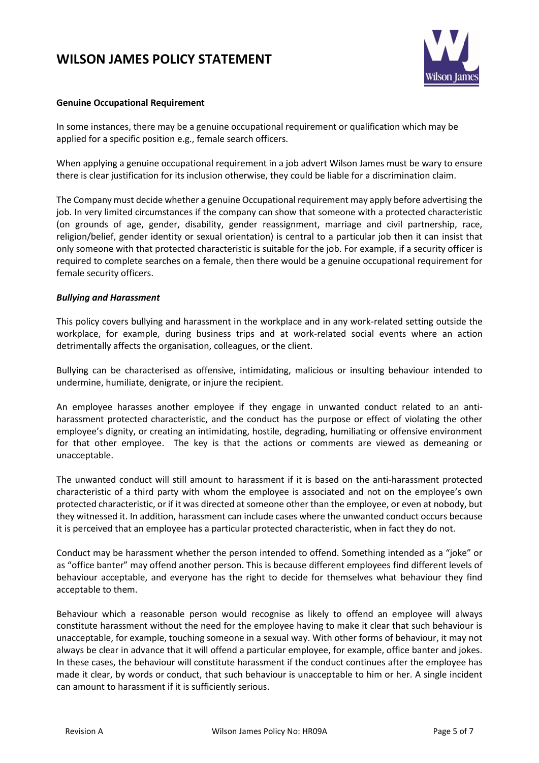**Genuine Occupational Requirement**

In some instances, there may be a genuine occupational requirement or qualification which may be applied for a specific position e.g., female search officers.

When applying a genuine occupational requirement in a job advert Wilson James must be wary to ensure there is clear justification for its inclusion otherwise, they could be liable for a discrimination claim.

The Company must decide whether a genuine Occupational requirement may apply before advertising the job. In very limited circumstances if the company can show that someone with a protected characteristic (on grounds of age, gender, disability, gender reassignment, marriage and civil partnership, race, religion/belief, gender identity or sexual orientation) is central to a particular job then it can insist that only someone with that protected characteristic is suitable for the job. For example, if a security officer is required to complete searches on a female, then there would be a genuine occupational requirement for female security officers.

***Bullying and Harassment***

This policy covers bullying and harassment in the workplace and in any work-related setting outside the workplace, for example, during business trips and at work-related social events where an action detrimentally affects the organisation, colleagues, or the client.

Bullying can be characterised as offensive, intimidating, malicious or insulting behaviour intended to undermine, humiliate, denigrate, or injure the recipient.

An employee harasses another employee if they engage in unwanted conduct related to an anti-harassment protected characteristic, and the conduct has the purpose or effect of violating the other employee's dignity, or creating an intimidating, hostile, degrading, humiliating or offensive environment for that other employee. The key is that the actions or comments are viewed as demeaning or unacceptable.

The unwanted conduct will still amount to harassment if it is based on the anti-harassment protected characteristic of a third party with whom the employee is associated and not on the employee's own protected characteristic, or if it was directed at someone other than the employee, or even at nobody, but they witnessed it. In addition, harassment can include cases where the unwanted conduct occurs because it is perceived that an employee has a particular protected characteristic, when in fact they do not.

Conduct may be harassment whether the person intended to offend. Something intended as a "joke" or as "office banter" may offend another person. This is because different employees find different levels of behaviour acceptable, and everyone has the right to decide for themselves what behaviour they find acceptable to them.

Behaviour which a reasonable person would recognise as likely to offend an employee will always constitute harassment without the need for the employee having to make it clear that such behaviour is unacceptable, for example, touching someone in a sexual way. With other forms of behaviour, it may not always be clear in advance that it will offend a particular employee, for example, office banter and jokes. In these cases, the behaviour will constitute harassment if the conduct continues after the employee has made it clear, by words or conduct, that such behaviour is unacceptable to him or her. A single incident can amount to harassment if it is sufficiently serious.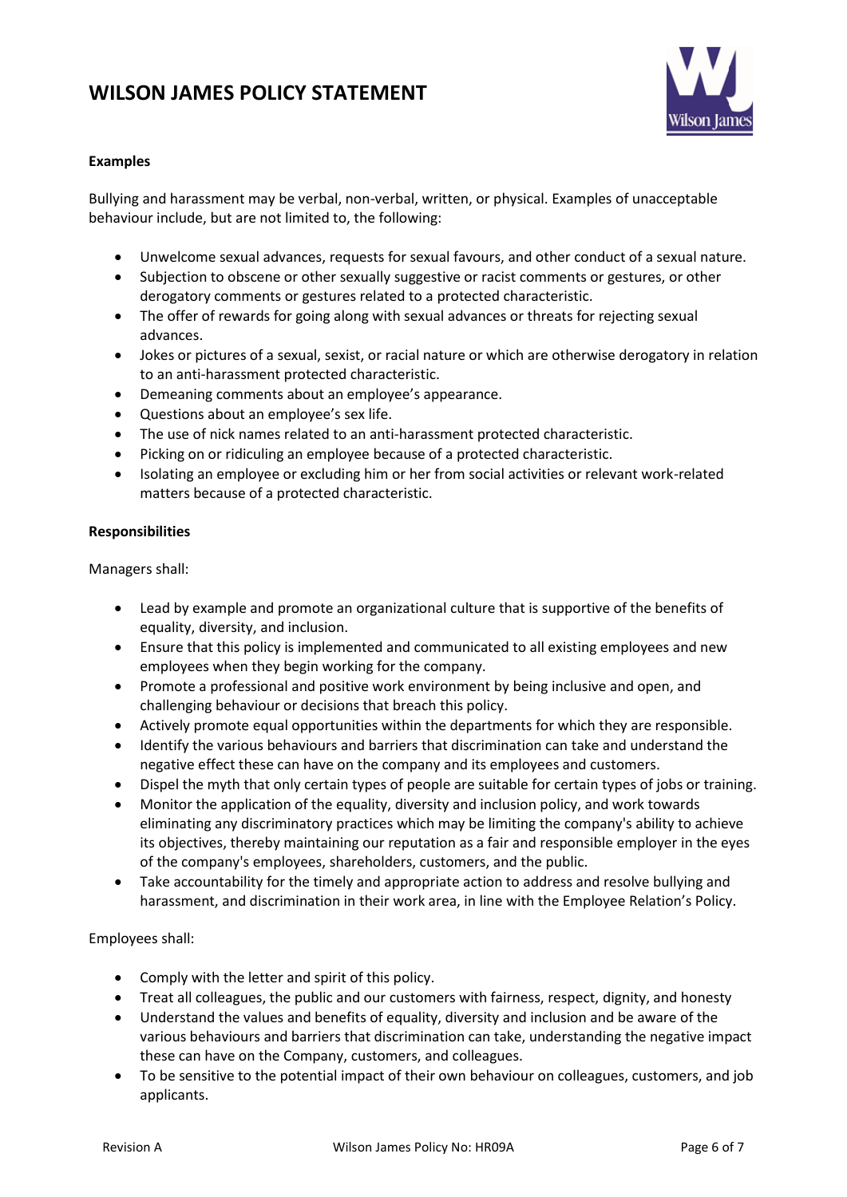**Examples**

Bullying and harassment may be verbal, non-verbal, written, or physical. Examples of unacceptable behaviour include, but are not limited to, the following:

- Unwelcome sexual advances, requests for sexual favours, and other conduct of a sexual nature.
- Subjection to obscene or other sexually suggestive or racist comments or gestures, or other derogatory comments or gestures related to a protected characteristic.
- The offer of rewards for going along with sexual advances or threats for rejecting sexual advances.
- Jokes or pictures of a sexual, sexist, or racial nature or which are otherwise derogatory in relation to an anti-harassment protected characteristic.
- Demeaning comments about an employee's appearance.
- Questions about an employee's sex life.
- The use of nick names related to an anti-harassment protected characteristic.
- Picking on or ridiculing an employee because of a protected characteristic.
- Isolating an employee or excluding him or her from social activities or relevant work-related matters because of a protected characteristic.

**Responsibilities**

Managers shall:

- Lead by example and promote an organizational culture that is supportive of the benefits of equality, diversity, and inclusion.
- Ensure that this policy is implemented and communicated to all existing employees and new employees when they begin working for the company.
- Promote a professional and positive work environment by being inclusive and open, and challenging behaviour or decisions that breach this policy.
- Actively promote equal opportunities within the departments for which they are responsible.
- Identify the various behaviours and barriers that discrimination can take and understand the negative effect these can have on the company and its employees and customers.
- Dispel the myth that only certain types of people are suitable for certain types of jobs or training.
- Monitor the application of the equality, diversity and inclusion policy, and work towards eliminating any discriminatory practices which may be limiting the company's ability to achieve its objectives, thereby maintaining our reputation as a fair and responsible employer in the eyes of the company's employees, shareholders, customers, and the public.
- Take accountability for the timely and appropriate action to address and resolve bullying and harassment, and discrimination in their work area, in line with the Employee Relation's Policy.

Employees shall:

- Comply with the letter and spirit of this policy.
- Treat all colleagues, the public and our customers with fairness, respect, dignity, and honesty
- Understand the values and benefits of equality, diversity and inclusion and be aware of the various behaviours and barriers that discrimination can take, understanding the negative impact these can have on the Company, customers, and colleagues.
- To be sensitive to the potential impact of their own behaviour on colleagues, customers, and job applicants.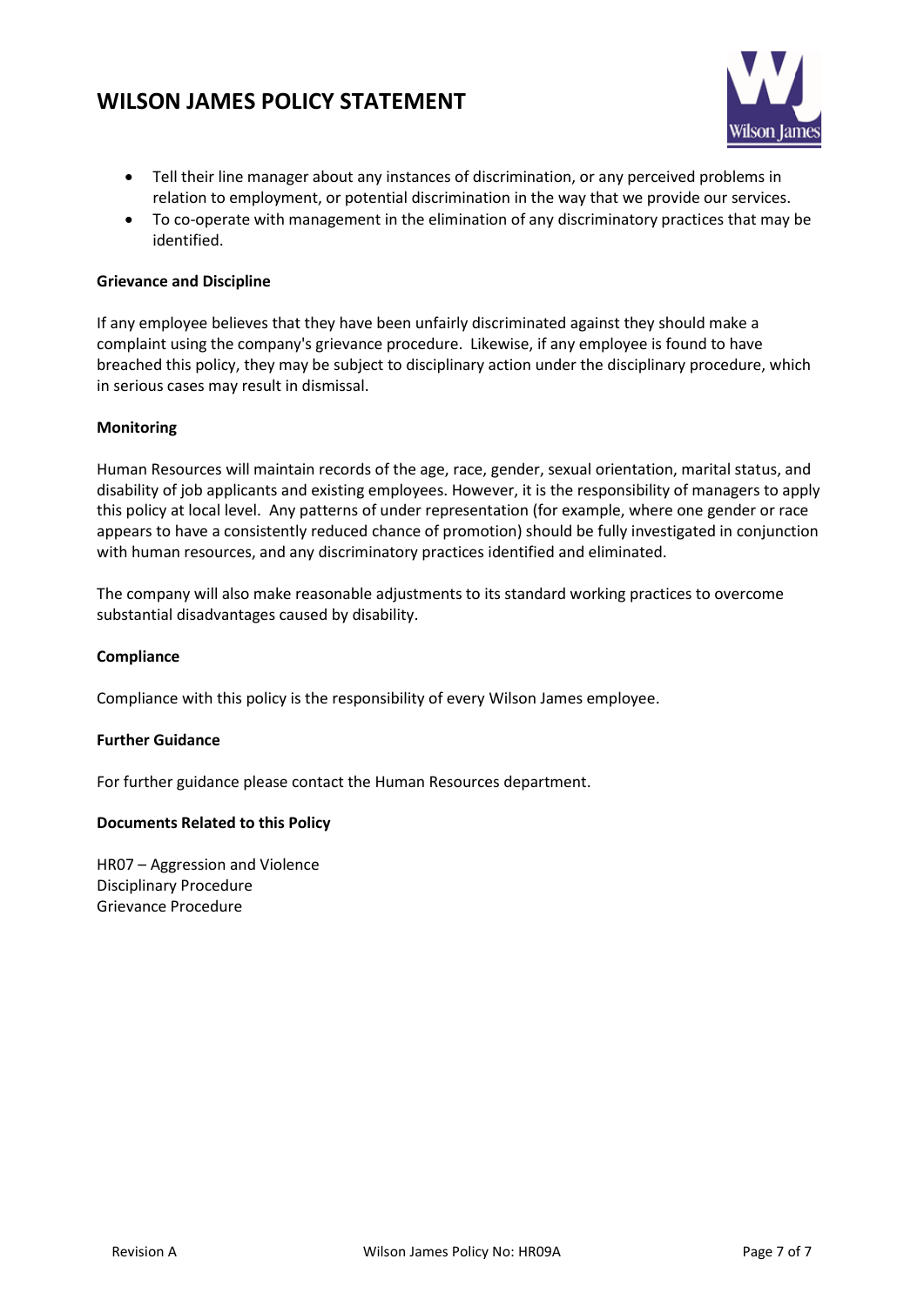- Tell their line manager about any instances of discrimination, or any perceived problems in relation to employment, or potential discrimination in the way that we provide our services.
- To co-operate with management in the elimination of any discriminatory practices that may be identified.

**Grievance and Discipline**

If any employee believes that they have been unfairly discriminated against they should make a complaint using the company's grievance procedure. Likewise, if any employee is found to have breached this policy, they may be subject to disciplinary action under the disciplinary procedure, which in serious cases may result in dismissal.

**Monitoring**

Human Resources will maintain records of the age, race, gender, sexual orientation, marital status, and disability of job applicants and existing employees. However, it is the responsibility of managers to apply this policy at local level. Any patterns of under representation (for example, where one gender or race appears to have a consistently reduced chance of promotion) should be fully investigated in conjunction with human resources, and any discriminatory practices identified and eliminated.

The company will also make reasonable adjustments to its standard working practices to overcome substantial disadvantages caused by disability.

**Compliance**

Compliance with this policy is the responsibility of every Wilson James employee.

**Further Guidance**

For further guidance please contact the Human Resources department.

**Documents Related to this Policy**

HR07 – Aggression and Violence
Disciplinary Procedure
Grievance Procedure